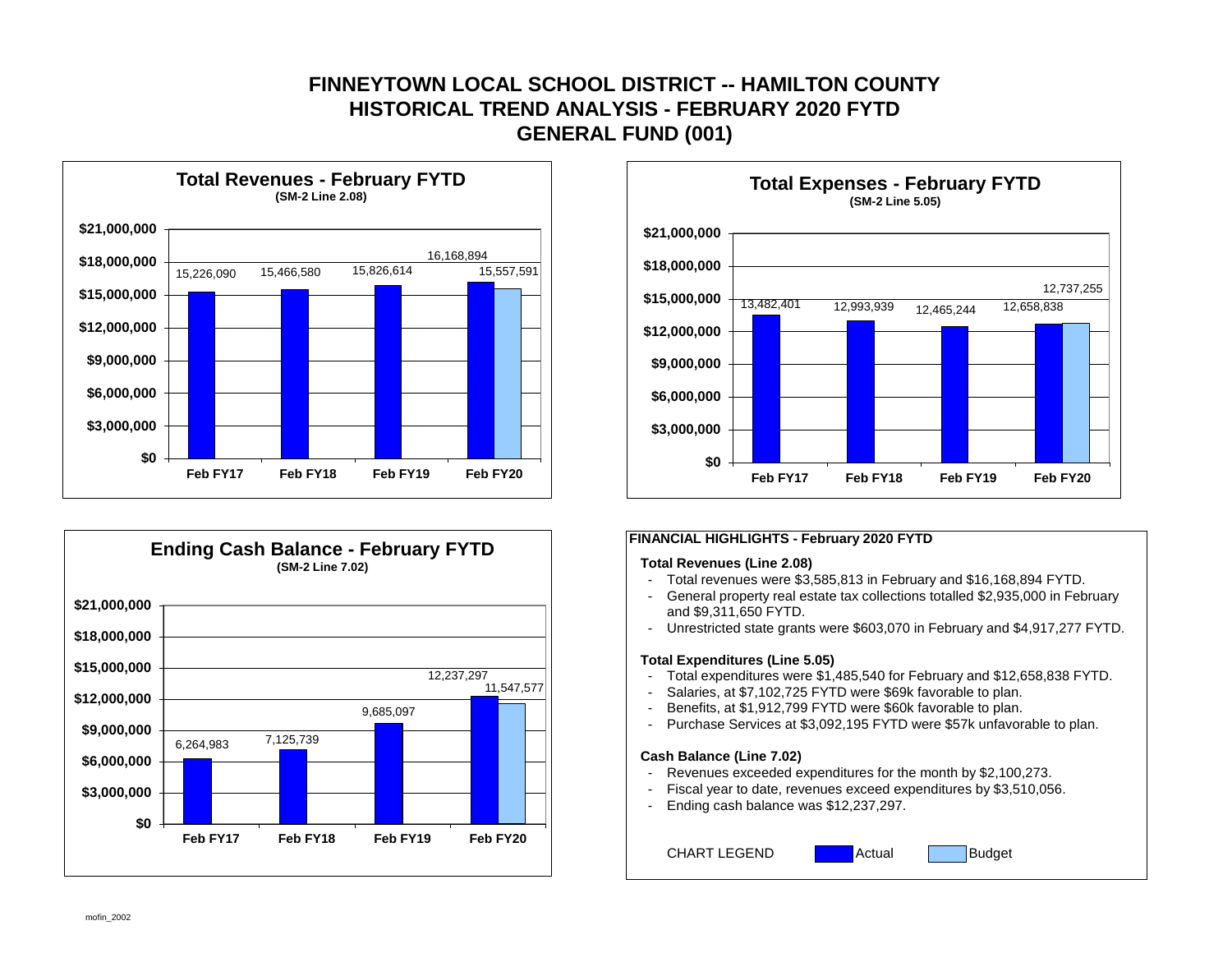# FINNEYTOWN LOCAL SCHOOL DISTRICT -- HAMILTON COUNTY
## HISTORICAL TREND ANALYSIS - FEBRUARY 2020 FYTD
## GENERAL FUND (001)

### Total Revenues - February FYTD
**(SM-2 Line 2.08)**

| | Actual | Budget |
|---|---|---|
| Feb FY17 | 15,226,090 | |
| Feb FY18 | 15,466,580 | |
| Feb FY19 | 15,826,614 | |
| Feb FY20 | 16,168,894 | 15,557,591 |

### Total Expenses - February FYTD
**(SM-2 Line 5.05)**

| | Actual | Budget |
|---|---|---|
| Feb FY17 | 13,482,401 | |
| Feb FY18 | 12,993,939 | |
| Feb FY19 | 12,465,244 | |
| Feb FY20 | 12,658,838 | 12,737,255 |

### Ending Cash Balance - February FYTD
**(SM-2 Line 7.02)**

| | Actual | Budget |
|---|---|---|
| Feb FY17 | 6,264,983 | |
| Feb FY18 | 7,125,739 | |
| Feb FY19 | 9,685,097 | |
| Feb FY20 | 12,237,297 | 11,547,577 |

### FINANCIAL HIGHLIGHTS - February 2020 FYTD

**Total Revenues (Line 2.08)**

- Total revenues were $3,585,813 in February and $16,168,894 FYTD.
- General property real estate tax collections totalled $2,935,000 in February and $9,311,650 FYTD.
- Unrestricted state grants were $603,070 in February and $4,917,277 FYTD.

**Total Expenditures (Line 5.05)**

- Total expenditures were $1,485,540 for February and $12,658,838 FYTD.
- Salaries, at $7,102,725 FYTD were $69k favorable to plan.
- Benefits, at $1,912,799 FYTD were $60k favorable to plan.
- Purchase Services at $3,092,195 FYTD were $57k unfavorable to plan.

**Cash Balance (Line 7.02)**

- Revenues exceeded expenditures for the month by $2,100,273.
- Fiscal year to date, revenues exceed expenditures by $3,510,056.
- Ending cash balance was $12,237,297.

CHART LEGEND: Actual | Budget

mofin_2002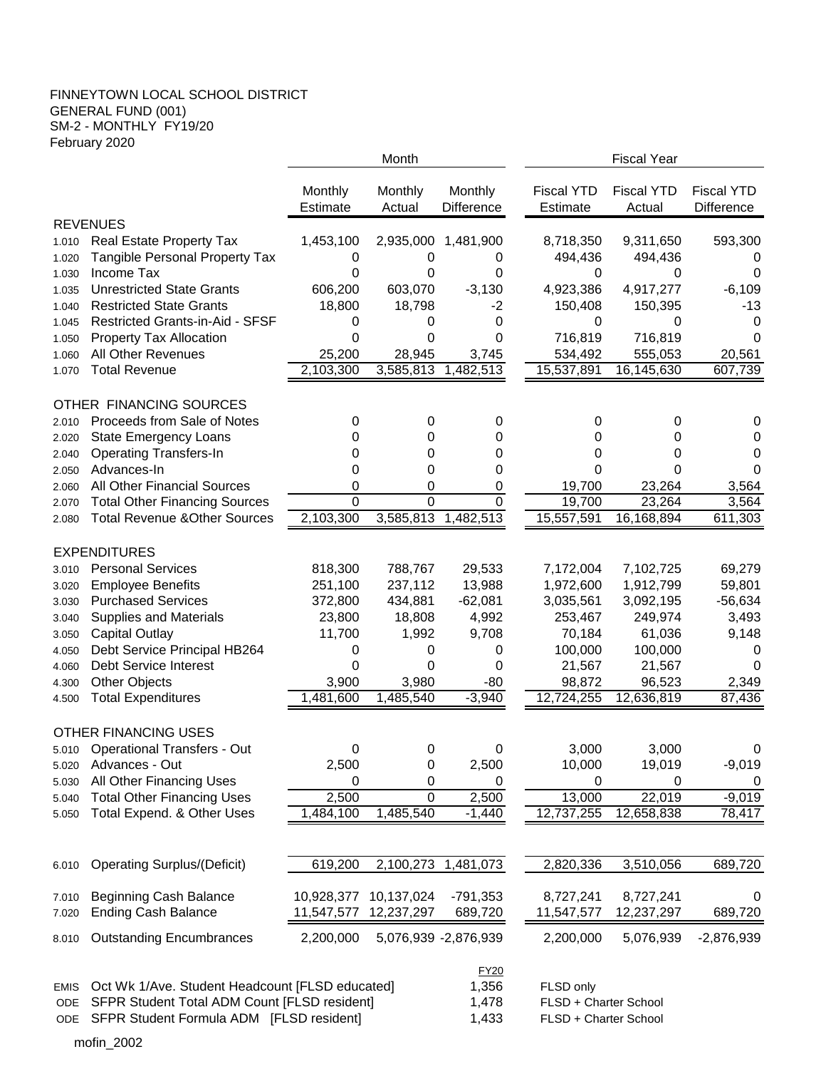FINNEYTOWN LOCAL SCHOOL DISTRICT
GENERAL FUND (001)
SM-2 - MONTHLY FY19/20
February 2020

| | | Month | | | Fiscal Year | | |
|---|---|---|---|---|---|---|---|
| | | Monthly Estimate | Monthly Actual | Monthly Difference | Fiscal YTD Estimate | Fiscal YTD Actual | Fiscal YTD Difference |
| | **REVENUES** | | | | | | |
| 1.010 | Real Estate Property Tax | 1,453,100 | 2,935,000 | 1,481,900 | 8,718,350 | 9,311,650 | 593,300 |
| 1.020 | Tangible Personal Property Tax | 0 | 0 | 0 | 494,436 | 494,436 | 0 |
| 1.030 | Income Tax | 0 | 0 | 0 | 0 | 0 | 0 |
| 1.035 | Unrestricted State Grants | 606,200 | 603,070 | -3,130 | 4,923,386 | 4,917,277 | -6,109 |
| 1.040 | Restricted State Grants | 18,800 | 18,798 | -2 | 150,408 | 150,395 | -13 |
| 1.045 | Restricted Grants-in-Aid - SFSF | 0 | 0 | 0 | 0 | 0 | 0 |
| 1.050 | Property Tax Allocation | 0 | 0 | 0 | 716,819 | 716,819 | 0 |
| 1.060 | All Other Revenues | 25,200 | 28,945 | 3,745 | 534,492 | 555,053 | 20,561 |
| 1.070 | Total Revenue | 2,103,300 | 3,585,813 | 1,482,513 | 15,537,891 | 16,145,630 | 607,739 |
| | **OTHER FINANCING SOURCES** | | | | | | |
| 2.010 | Proceeds from Sale of Notes | 0 | 0 | 0 | 0 | 0 | 0 |
| 2.020 | State Emergency Loans | 0 | 0 | 0 | 0 | 0 | 0 |
| 2.040 | Operating Transfers-In | 0 | 0 | 0 | 0 | 0 | 0 |
| 2.050 | Advances-In | 0 | 0 | 0 | 0 | 0 | 0 |
| 2.060 | All Other Financial Sources | 0 | 0 | 0 | 19,700 | 23,264 | 3,564 |
| 2.070 | Total Other Financing Sources | 0 | 0 | 0 | 19,700 | 23,264 | 3,564 |
| 2.080 | Total Revenue &Other Sources | 2,103,300 | 3,585,813 | 1,482,513 | 15,557,591 | 16,168,894 | 611,303 |
| | **EXPENDITURES** | | | | | | |
| 3.010 | Personal Services | 818,300 | 788,767 | 29,533 | 7,172,004 | 7,102,725 | 69,279 |
| 3.020 | Employee Benefits | 251,100 | 237,112 | 13,988 | 1,972,600 | 1,912,799 | 59,801 |
| 3.030 | Purchased Services | 372,800 | 434,881 | -62,081 | 3,035,561 | 3,092,195 | -56,634 |
| 3.040 | Supplies and Materials | 23,800 | 18,808 | 4,992 | 253,467 | 249,974 | 3,493 |
| 3.050 | Capital Outlay | 11,700 | 1,992 | 9,708 | 70,184 | 61,036 | 9,148 |
| 4.050 | Debt Service Principal HB264 | 0 | 0 | 0 | 100,000 | 100,000 | 0 |
| 4.060 | Debt Service Interest | 0 | 0 | 0 | 21,567 | 21,567 | 0 |
| 4.300 | Other Objects | 3,900 | 3,980 | -80 | 98,872 | 96,523 | 2,349 |
| 4.500 | Total Expenditures | 1,481,600 | 1,485,540 | -3,940 | 12,724,255 | 12,636,819 | 87,436 |
| | **OTHER FINANCING USES** | | | | | | |
| 5.010 | Operational Transfers - Out | 0 | 0 | 0 | 3,000 | 3,000 | 0 |
| 5.020 | Advances - Out | 2,500 | 0 | 2,500 | 10,000 | 19,019 | -9,019 |
| 5.030 | All Other Financing Uses | 0 | 0 | 0 | 0 | 0 | 0 |
| 5.040 | Total Other Financing Uses | 2,500 | 0 | 2,500 | 13,000 | 22,019 | -9,019 |
| 5.050 | Total Expend. & Other Uses | 1,484,100 | 1,485,540 | -1,440 | 12,737,255 | 12,658,838 | 78,417 |
| 6.010 | Operating Surplus/(Deficit) | 619,200 | 2,100,273 | 1,481,073 | 2,820,336 | 3,510,056 | 689,720 |
| 7.010 | Beginning Cash Balance | 10,928,377 | 10,137,024 | -791,353 | 8,727,241 | 8,727,241 | 0 |
| 7.020 | Ending Cash Balance | 11,547,577 | 12,237,297 | 689,720 | 11,547,577 | 12,237,297 | 689,720 |
| 8.010 | Outstanding Encumbrances | 2,200,000 | 5,076,939 | -2,876,939 | 2,200,000 | 5,076,939 | -2,876,939 |

| | | FY20 | |
|---|---|---|---|
| EMIS | Oct Wk 1/Ave. Student Headcount [FLSD educated] | 1,356 | FLSD only |
| ODE | SFPR Student Total ADM Count [FLSD resident] | 1,478 | FLSD + Charter School |
| ODE | SFPR Student Formula ADM [FLSD resident] | 1,433 | FLSD + Charter School |

mofin_2002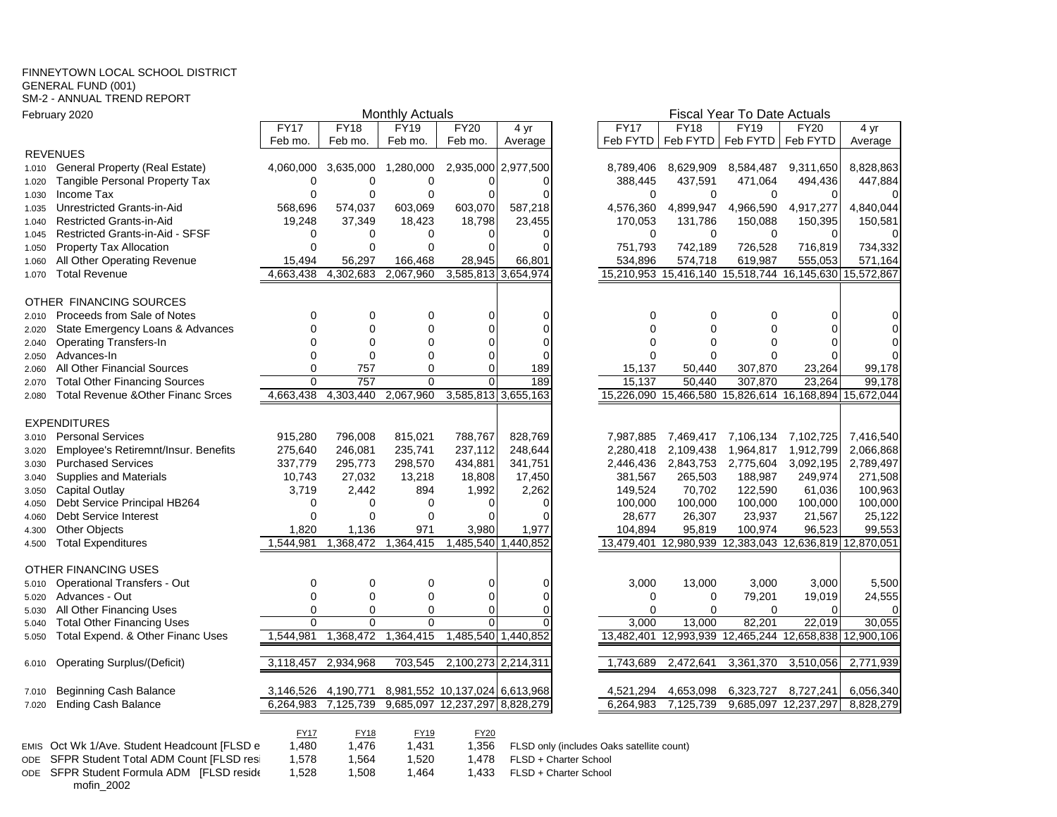FINNEYTOWN LOCAL SCHOOL DISTRICT
GENERAL FUND (001)
SM-2 - ANNUAL TREND REPORT

February 2020

| | | Monthly Actuals | | | | | Fiscal Year To Date Actuals | | | | |
|---|---|---|---|---|---|---|---|---|---|---|---|
| | | FY17 Feb mo. | FY18 Feb mo. | FY19 Feb mo. | FY20 Feb mo. | 4 yr Average | FY17 Feb FYTD | FY18 Feb FYTD | FY19 Feb FYTD | FY20 Feb FYTD | 4 yr Average |
| | REVENUES | | | | | | | | | | |
| 1.010 | General Property (Real Estate) | 4,060,000 | 3,635,000 | 1,280,000 | 2,935,000 | 2,977,500 | 8,789,406 | 8,629,909 | 8,584,487 | 9,311,650 | 8,828,863 |
| 1.020 | Tangible Personal Property Tax | 0 | 0 | 0 | 0 | 0 | 388,445 | 437,591 | 471,064 | 494,436 | 447,884 |
| 1.030 | Income Tax | 0 | 0 | 0 | 0 | 0 | 0 | 0 | 0 | 0 | 0 |
| 1.035 | Unrestricted Grants-in-Aid | 568,696 | 574,037 | 603,069 | 603,070 | 587,218 | 4,576,360 | 4,899,947 | 4,966,590 | 4,917,277 | 4,840,044 |
| 1.040 | Restricted Grants-in-Aid | 19,248 | 37,349 | 18,423 | 18,798 | 23,455 | 170,053 | 131,786 | 150,088 | 150,395 | 150,581 |
| 1.045 | Restricted Grants-in-Aid - SFSF | 0 | 0 | 0 | 0 | 0 | 0 | 0 | 0 | 0 | 0 |
| 1.050 | Property Tax Allocation | 0 | 0 | 0 | 0 | 0 | 751,793 | 742,189 | 726,528 | 716,819 | 734,332 |
| 1.060 | All Other Operating Revenue | 15,494 | 56,297 | 166,468 | 28,945 | 66,801 | 534,896 | 574,718 | 619,987 | 555,053 | 571,164 |
| 1.070 | Total Revenue | 4,663,438 | 4,302,683 | 2,067,960 | 3,585,813 | 3,654,974 | 15,210,953 | 15,416,140 | 15,518,744 | 16,145,630 | 15,572,867 |
| | OTHER FINANCING SOURCES | | | | | | | | | | |
| 2.010 | Proceeds from Sale of Notes | 0 | 0 | 0 | 0 | 0 | 0 | 0 | 0 | 0 | 0 |
| 2.020 | State Emergency Loans & Advances | 0 | 0 | 0 | 0 | 0 | 0 | 0 | 0 | 0 | 0 |
| 2.040 | Operating Transfers-In | 0 | 0 | 0 | 0 | 0 | 0 | 0 | 0 | 0 | 0 |
| 2.050 | Advances-In | 0 | 0 | 0 | 0 | 0 | 0 | 0 | 0 | 0 | 0 |
| 2.060 | All Other Financial Sources | 0 | 757 | 0 | 0 | 189 | 15,137 | 50,440 | 307,870 | 23,264 | 99,178 |
| 2.070 | Total Other Financing Sources | 0 | 757 | 0 | 0 | 189 | 15,137 | 50,440 | 307,870 | 23,264 | 99,178 |
| 2.080 | Total Revenue &Other Financ Srces | 4,663,438 | 4,303,440 | 2,067,960 | 3,585,813 | 3,655,163 | 15,226,090 | 15,466,580 | 15,826,614 | 16,168,894 | 15,672,044 |
| | EXPENDITURES | | | | | | | | | | |
| 3.010 | Personal Services | 915,280 | 796,008 | 815,021 | 788,767 | 828,769 | 7,987,885 | 7,469,417 | 7,106,134 | 7,102,725 | 7,416,540 |
| 3.020 | Employee's Retiremnt/Insur. Benefits | 275,640 | 246,081 | 235,741 | 237,112 | 248,644 | 2,280,418 | 2,109,438 | 1,964,817 | 1,912,799 | 2,066,868 |
| 3.030 | Purchased Services | 337,779 | 295,773 | 298,570 | 434,881 | 341,751 | 2,446,436 | 2,843,753 | 2,775,604 | 3,092,195 | 2,789,497 |
| 3.040 | Supplies and Materials | 10,743 | 27,032 | 13,218 | 18,808 | 17,450 | 381,567 | 265,503 | 188,987 | 249,974 | 271,508 |
| 3.050 | Capital Outlay | 3,719 | 2,442 | 894 | 1,992 | 2,262 | 149,524 | 70,702 | 122,590 | 61,036 | 100,963 |
| 4.050 | Debt Service Principal HB264 | 0 | 0 | 0 | 0 | 0 | 100,000 | 100,000 | 100,000 | 100,000 | 100,000 |
| 4.060 | Debt Service Interest | 0 | 0 | 0 | 0 | 0 | 28,677 | 26,307 | 23,937 | 21,567 | 25,122 |
| 4.300 | Other Objects | 1,820 | 1,136 | 971 | 3,980 | 1,977 | 104,894 | 95,819 | 100,974 | 96,523 | 99,553 |
| 4.500 | Total Expenditures | 1,544,981 | 1,368,472 | 1,364,415 | 1,485,540 | 1,440,852 | 13,479,401 | 12,980,939 | 12,383,043 | 12,636,819 | 12,870,051 |
| | OTHER FINANCING USES | | | | | | | | | | |
| 5.010 | Operational Transfers - Out | 0 | 0 | 0 | 0 | 0 | 3,000 | 13,000 | 3,000 | 3,000 | 5,500 |
| 5.020 | Advances - Out | 0 | 0 | 0 | 0 | 0 | 0 | 0 | 79,201 | 19,019 | 24,555 |
| 5.030 | All Other Financing Uses | 0 | 0 | 0 | 0 | 0 | 0 | 0 | 0 | 0 | 0 |
| 5.040 | Total Other Financing Uses | 0 | 0 | 0 | 0 | 0 | 3,000 | 13,000 | 82,201 | 22,019 | 30,055 |
| 5.050 | Total Expend. & Other Financ Uses | 1,544,981 | 1,368,472 | 1,364,415 | 1,485,540 | 1,440,852 | 13,482,401 | 12,993,939 | 12,465,244 | 12,658,838 | 12,900,106 |
| 6.010 | Operating Surplus/(Deficit) | 3,118,457 | 2,934,968 | 703,545 | 2,100,273 | 2,214,311 | 1,743,689 | 2,472,641 | 3,361,370 | 3,510,056 | 2,771,939 |
| 7.010 | Beginning Cash Balance | 3,146,526 | 4,190,771 | 8,981,552 | 10,137,024 | 6,613,968 | 4,521,294 | 4,653,098 | 6,323,727 | 8,727,241 | 6,056,340 |
| 7.020 | Ending Cash Balance | 6,264,983 | 7,125,739 | 9,685,097 | 12,237,297 | 8,828,279 | 6,264,983 | 7,125,739 | 9,685,097 | 12,237,297 | 8,828,279 |

| | | FY17 | FY18 | FY19 | FY20 | |
|---|---|---|---|---|---|---|
| EMIS | Oct Wk 1/Ave. Student Headcount [FLSD e | 1,480 | 1,476 | 1,431 | 1,356 | FLSD only (includes Oaks satellite count) |
| ODE | SFPR Student Total ADM Count [FLSD resi | 1,578 | 1,564 | 1,520 | 1,478 | FLSD + Charter School |
| ODE | SFPR Student Formula ADM [FLSD reside | 1,528 | 1,508 | 1,464 | 1,433 | FLSD + Charter School |

mofin_2002